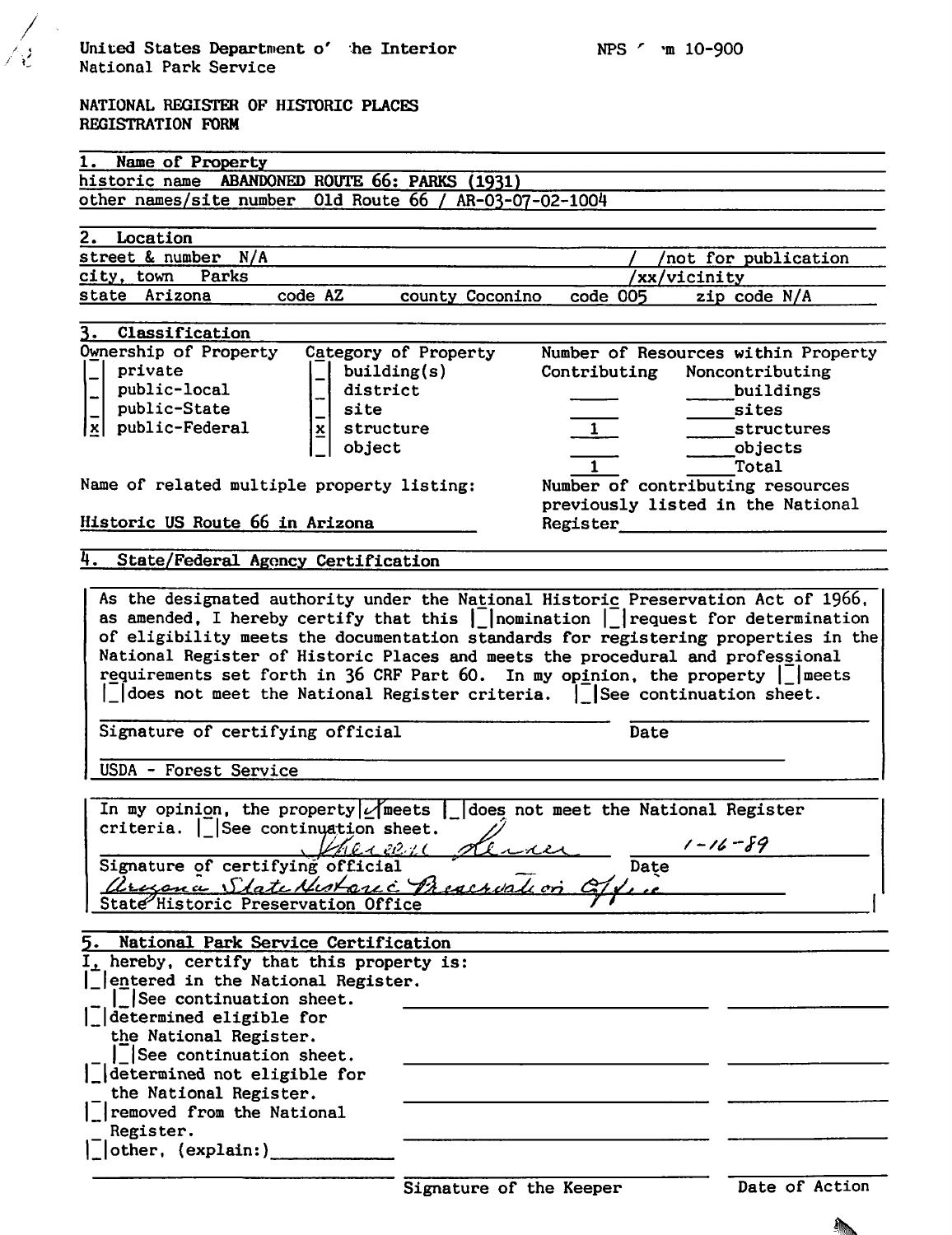United States Department o' ·he Interior
National Park Service

NPS ' ·m 10-900

NATIONAL REGISTER OF HISTORIC PLACES
REGISTRATION FORM

## 1. Name of Property

historic name ABANDONED ROUTE 66: PARKS (1931)
other names/site number Old Route 66 / AR-03-07-02-1004

## 2. Location

street & number N/A — / /not for publication
city, town Parks — /xx/vicinity
state Arizona code AZ county Coconino code 005 zip code N/A

## 3. Classification

| Ownership of Property | Category of Property | Number of Resources within Property | | |
|---|---|---|---|---|
| | | Contributing | Noncontributing | |
| [_] private | [_] building(s) | | | buildings |
| [_] public-local | [_] district | | | sites |
| [_] public-State | [_] site | | | |
| [x] public-Federal | [x] structure | 1 | | structures |
| | [_] object | | | objects |
| | | 1 | | Total |

Name of related multiple property listing:
Historic US Route 66 in Arizona

Number of contributing resources previously listed in the National Register ______

## 4. State/Federal Agency Certification

As the designated authority under the National Historic Preservation Act of 1966, as amended, I hereby certify that this [_]nomination [_]request for determination of eligibility meets the documentation standards for registering properties in the National Register of Historic Places and meets the procedural and professional requirements set forth in 36 CRF Part 60. In my opinion, the property [_]meets [_]does not meet the National Register criteria. [_]See continuation sheet.

Signature of certifying official ______ Date ______

USDA - Forest Service

In my opinion, the property [✓]meets [_]does not meet the National Register criteria. [_]See continuation sheet.

Sherell Lerner — 1-16-89
Signature of certifying official — Date
Arizona State Historic Preservation Office
State Historic Preservation Office

## 5. National Park Service Certification

I, hereby, certify that this property is:

- [_]entered in the National Register.
  - [_]See continuation sheet.
- [_]determined eligible for the National Register.
  - [_]See continuation sheet.
- [_]determined not eligible for the National Register.
- [_]removed from the National Register.
- [_]other, (explain:)______

Signature of the Keeper — Date of Action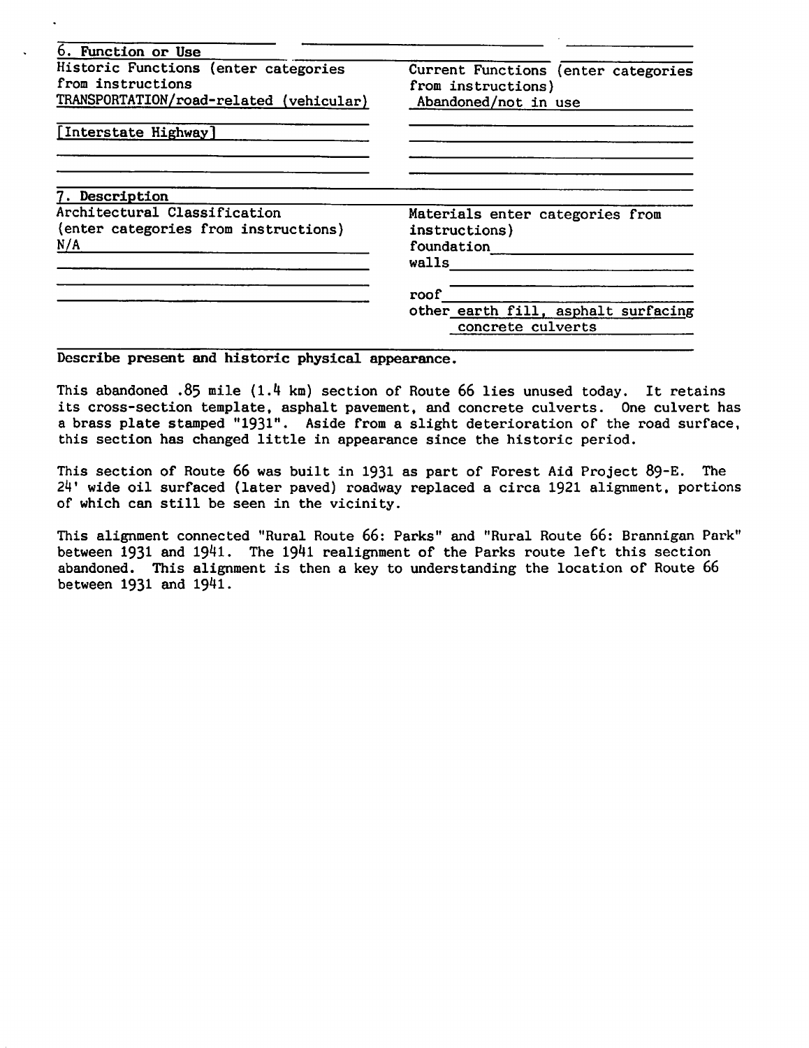## 6. Function or Use

| Historic Functions (enter categories from instructions) | Current Functions (enter categories from instructions) |
| --- | --- |
| TRANSPORTATION/road-related (vehicular) | Abandoned/not in use |
| [Interstate Highway] | |

## 7. Description

| Architectural Classification (enter categories from instructions) | Materials enter categories from instructions) |
| --- | --- |
| N/A | foundation |
| | walls |
| | roof |
| | other earth fill, asphalt surfacing concrete culverts |

**Describe present and historic physical appearance.**

This abandoned .85 mile (1.4 km) section of Route 66 lies unused today. It retains its cross-section template, asphalt pavement, and concrete culverts. One culvert has a brass plate stamped "1931". Aside from a slight deterioration of the road surface, this section has changed little in appearance since the historic period.

This section of Route 66 was built in 1931 as part of Forest Aid Project 89-E. The 24' wide oil surfaced (later paved) roadway replaced a circa 1921 alignment, portions of which can still be seen in the vicinity.

This alignment connected "Rural Route 66: Parks" and "Rural Route 66: Brannigan Park" between 1931 and 1941. The 1941 realignment of the Parks route left this section abandoned. This alignment is then a key to understanding the location of Route 66 between 1931 and 1941.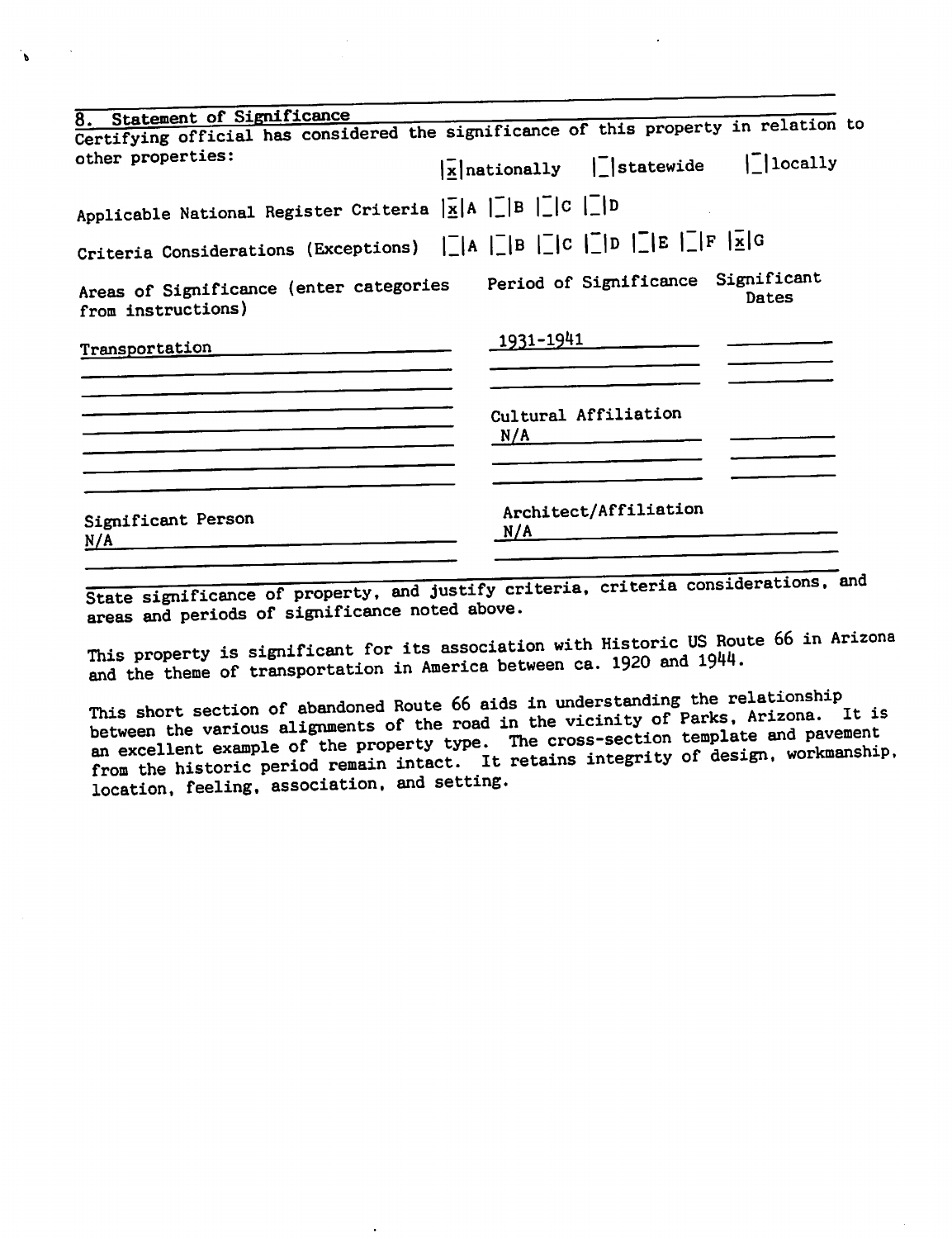## 8. Statement of Significance

Certifying official has considered the significance of this property in relation to other properties: [x] nationally [ ] statewide [ ] locally

Applicable National Register Criteria [x] A [ ] B [ ] C [ ] D

Criteria Considerations (Exceptions) [ ] A [ ] B [ ] C [ ] D [ ] E [ ] F [x] G

| Areas of Significance (enter categories from instructions) | Period of Significance | Significant Dates |
|---|---|---|
| Transportation | 1931-1941 | |

| | Cultural Affiliation | |
|---|---|---|
| | N/A | |

| Significant Person | Architect/Affiliation |
|---|---|
| N/A | N/A |

State significance of property, and justify criteria, criteria considerations, and areas and periods of significance noted above.

This property is significant for its association with Historic US Route 66 in Arizona and the theme of transportation in America between ca. 1920 and 1944.

This short section of abandoned Route 66 aids in understanding the relationship between the various alignments of the road in the vicinity of Parks, Arizona. It is an excellent example of the property type. The cross-section template and pavement from the historic period remain intact. It retains integrity of design, workmanship, location, feeling, association, and setting.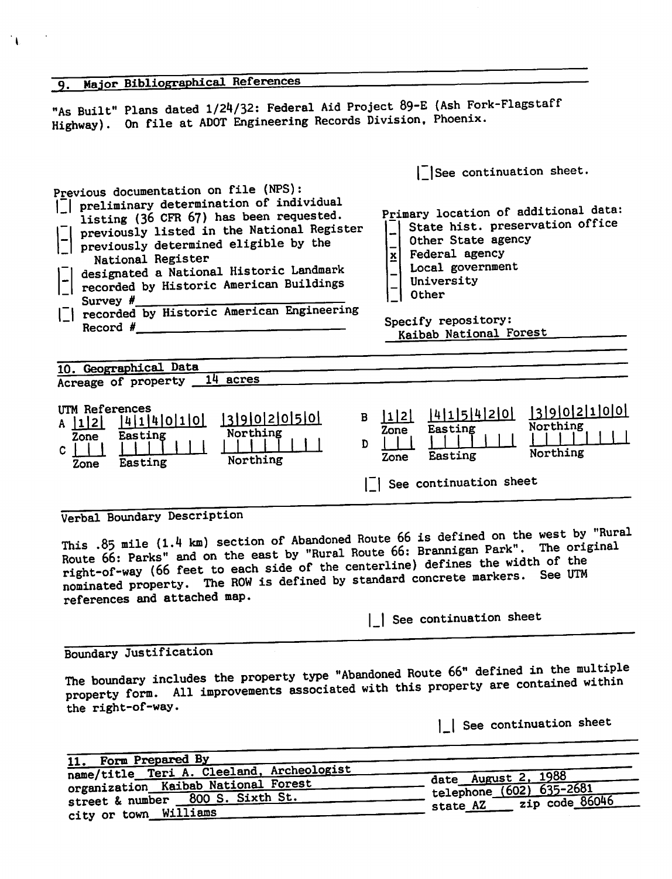## 9. Major Bibliographical References

"As Built" Plans dated 1/24/32: Federal Aid Project 89-E (Ash Fork-Flagstaff Highway). On file at ADOT Engineering Records Division, Phoenix.

[ ] See continuation sheet.

Previous documentation on file (NPS):

- [ ] preliminary determination of individual listing (36 CFR 67) has been requested.
- [ ] previously listed in the National Register
- [ ] previously determined eligible by the National Register
- [ ] designated a National Historic Landmark
- [ ] recorded by Historic American Buildings Survey # ____
- [ ] recorded by Historic American Engineering Record # ____

Primary location of additional data:

- [ ] State hist. preservation office
- [ ] Other State agency
- [x] Federal agency
- [ ] Local government
- [ ] University
- [ ] Other

Specify repository: Kaibab National Forest

## 10. Geographical Data

Acreage of property 14 acres

UTM References

| | Zone | Easting | Northing |
|---|---|---|---|
| A | 12 | 414010 | 3902050 |
| B | 12 | 415420 | 3902100 |
| C | | | |
| D | | | |

[ ] See continuation sheet

### Verbal Boundary Description

This .85 mile (1.4 km) section of Abandoned Route 66 is defined on the west by "Rural Route 66: Parks" and on the east by "Rural Route 66: Brannigan Park". The original right-of-way (66 feet to each side of the centerline) defines the width of the nominated property. The ROW is defined by standard concrete markers. See UTM references and attached map.

[ ] See continuation sheet

### Boundary Justification

The boundary includes the property type "Abandoned Route 66" defined in the multiple property form. All improvements associated with this property are contained within the right-of-way.

[ ] See continuation sheet

## 11. Form Prepared By

name/title Teri A. Cleeland, Archeologist
organization Kaibab National Forest
street & number 800 S. Sixth St.
city or town Williams

date August 2, 1988
telephone (602) 635-2681
state AZ zip code 86046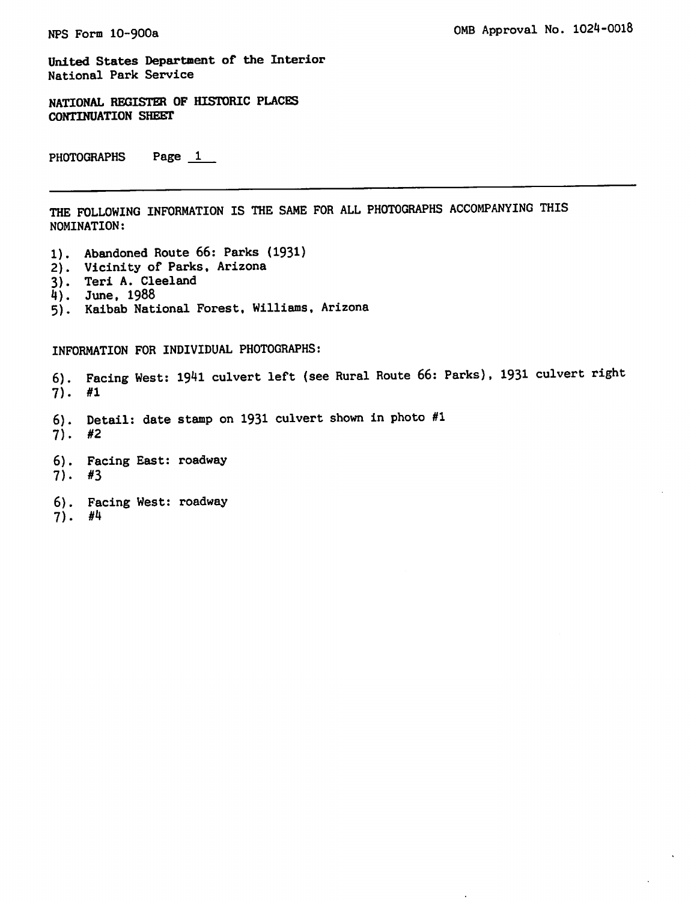NPS Form 10-900a

OMB Approval No. 1024-0018

United States Department of the Interior
National Park Service

NATIONAL REGISTER OF HISTORIC PLACES
CONTINUATION SHEET

PHOTOGRAPHS Page 1

---

THE FOLLOWING INFORMATION IS THE SAME FOR ALL PHOTOGRAPHS ACCOMPANYING THIS NOMINATION:

1). Abandoned Route 66: Parks (1931)
2). Vicinity of Parks, Arizona
3). Teri A. Cleeland
4). June, 1988
5). Kaibab National Forest, Williams, Arizona

INFORMATION FOR INDIVIDUAL PHOTOGRAPHS:

6). Facing West: 1941 culvert left (see Rural Route 66: Parks), 1931 culvert right
7). #1

6). Detail: date stamp on 1931 culvert shown in photo #1
7). #2

6). Facing East: roadway
7). #3

6). Facing West: roadway
7). #4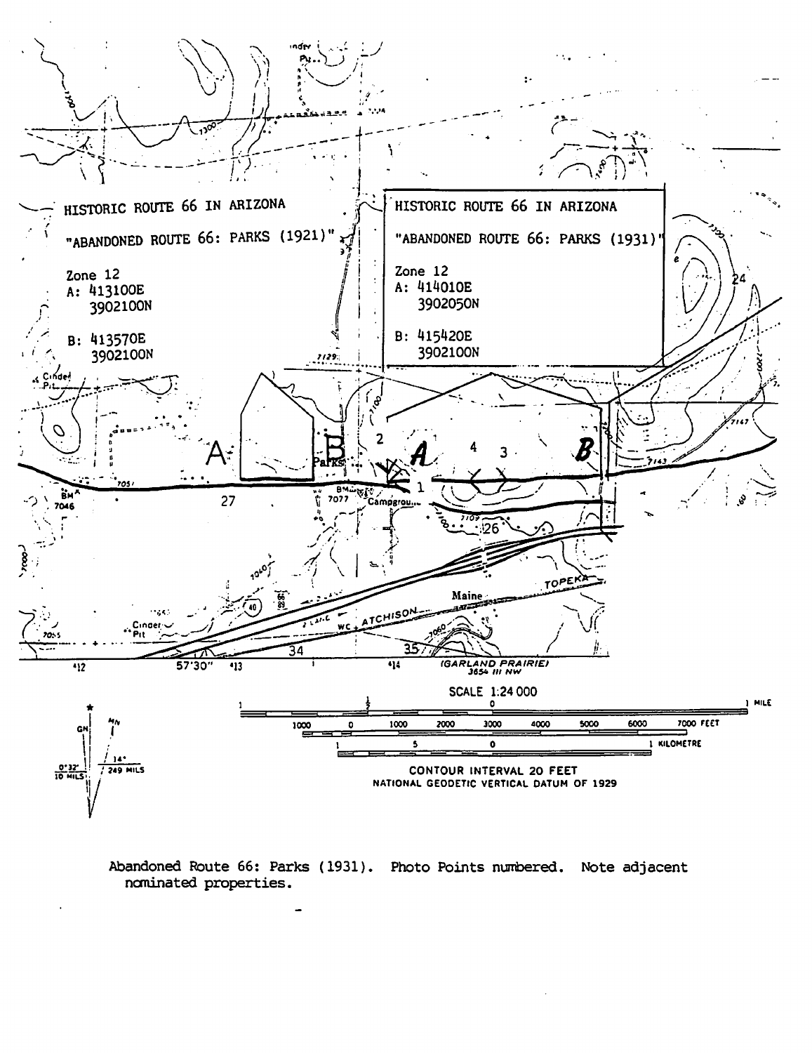HISTORIC ROUTE 66 IN ARIZONA

"ABANDONED ROUTE 66: PARKS (1921)"

Zone 12
A: 413100E
3902100N

B: 413570E
3902100N

HISTORIC ROUTE 66 IN ARIZONA

"ABANDONED ROUTE 66: PARKS (1931)"

Zone 12
A: 414010E
3902050N

B: 415420E
3902100N

SCALE 1:24 000

CONTOUR INTERVAL 20 FEET
NATIONAL GEODETIC VERTICAL DATUM OF 1929

Abandoned Route 66: Parks (1931). Photo Points numbered. Note adjacent nominated properties.